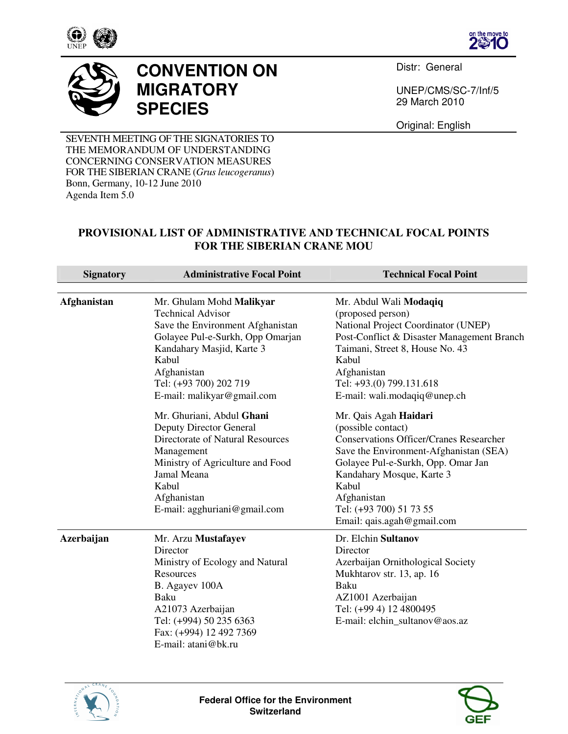# CONVENTION ON MIGRATORY SPECIES

Distr: General

UNEP/CMS/SC-7/Inf/5
29 March 2010

Original: English

SEVENTH MEETING OF THE SIGNATORIES TO THE MEMORANDUM OF UNDERSTANDING CONCERNING CONSERVATION MEASURES FOR THE SIBERIAN CRANE (*Grus leucogeranus*)
Bonn, Germany, 10-12 June 2010
Agenda Item 5.0

## PROVISIONAL LIST OF ADMINISTRATIVE AND TECHNICAL FOCAL POINTS FOR THE SIBERIAN CRANE MOU

| Signatory | Administrative Focal Point | Technical Focal Point |
|---|---|---|
| **Afghanistan** | Mr. Ghulam Mohd **Malikyar**<br>Technical Advisor<br>Save the Environment Afghanistan<br>Golayee Pul-e-Surkh, Opp Omarjan<br>Kandahary Masjid, Karte 3<br>Kabul<br>Afghanistan<br>Tel: (+93 700) 202 719<br>E-mail: malikyar@gmail.com | Mr. Abdul Wali **Modaqiq**<br>(proposed person)<br>National Project Coordinator (UNEP)<br>Post-Conflict & Disaster Management Branch<br>Taimani, Street 8, House No. 43<br>Kabul<br>Afghanistan<br>Tel: +93.(0) 799.131.618<br>E-mail: wali.modaqiq@unep.ch |
| | Mr. Ghuriani, Abdul **Ghani**<br>Deputy Director General<br>Directorate of Natural Resources Management<br>Ministry of Agriculture and Food<br>Jamal Meana<br>Kabul<br>Afghanistan<br>E-mail: agghuriani@gmail.com | Mr. Qais Agah **Haidari**<br>(possible contact)<br>Conservations Officer/Cranes Researcher<br>Save the Environment-Afghanistan (SEA)<br>Golayee Pul-e-Surkh, Opp. Omar Jan<br>Kandahary Mosque, Karte 3<br>Kabul<br>Afghanistan<br>Tel: (+93 700) 51 73 55<br>Email: qais.agah@gmail.com |
| **Azerbaijan** | Mr. Arzu **Mustafayev**<br>Director<br>Ministry of Ecology and Natural Resources<br>B. Agayev 100A<br>Baku<br>A21073 Azerbaijan<br>Tel: (+994) 50 235 6363<br>Fax: (+994) 12 492 7369<br>E-mail: atani@bk.ru | Dr. Elchin **Sultanov**<br>Director<br>Azerbaijan Ornithological Society<br>Mukhtarov str. 13, ap. 16<br>Baku<br>AZ1001 Azerbaijan<br>Tel: (+99 4) 12 4800495<br>E-mail: elchin_sultanov@aos.az |

Federal Office for the Environment
Switzerland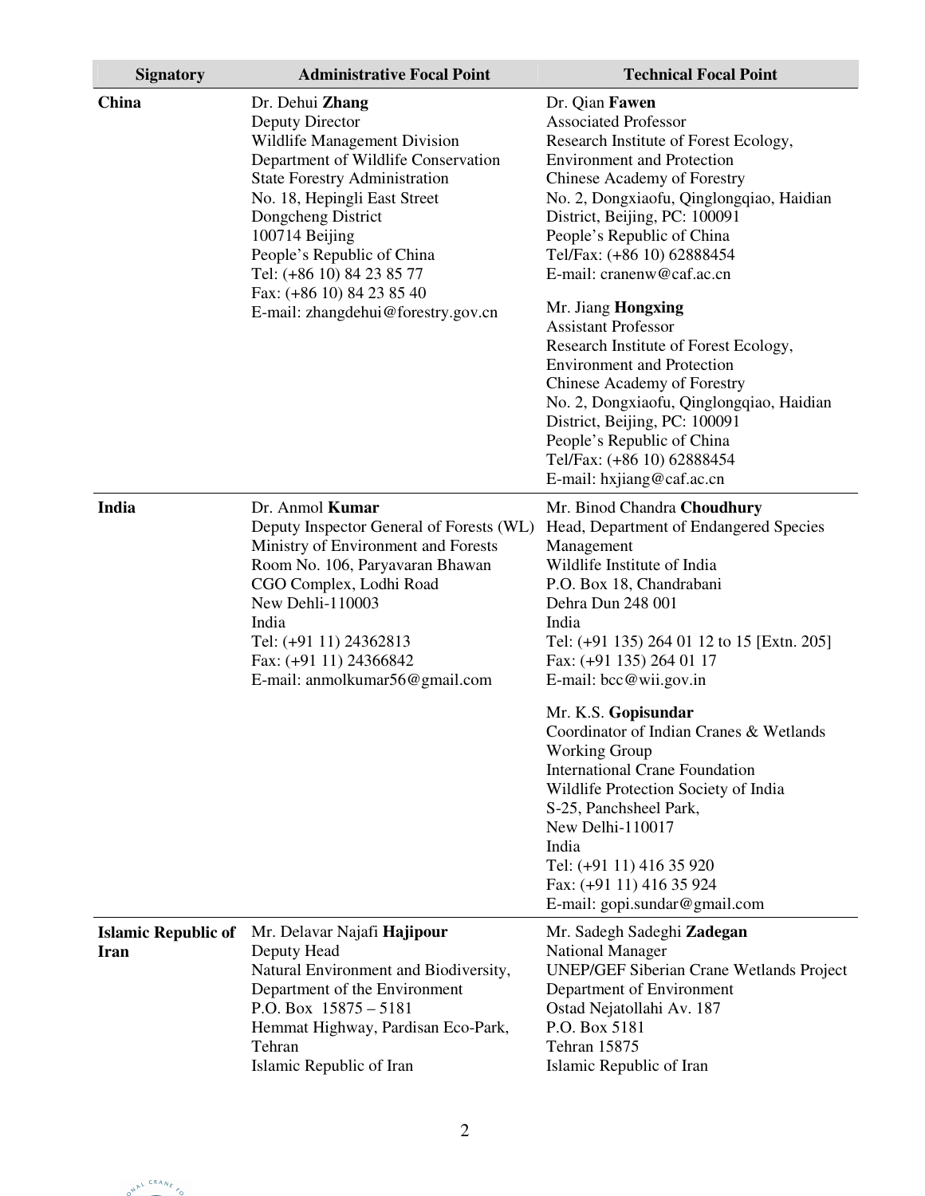| Signatory | Administrative Focal Point | Technical Focal Point |
|---|---|---|
| **China** | Dr. Dehui **Zhang**<br>Deputy Director<br>Wildlife Management Division<br>Department of Wildlife Conservation<br>State Forestry Administration<br>No. 18, Hepingli East Street<br>Dongcheng District<br>100714 Beijing<br>People's Republic of China<br>Tel: (+86 10) 84 23 85 77<br>Fax: (+86 10) 84 23 85 40<br>E-mail: zhangdehui@forestry.gov.cn | Dr. Qian **Fawen**<br>Associated Professor<br>Research Institute of Forest Ecology, Environment and Protection<br>Chinese Academy of Forestry<br>No. 2, Dongxiaofu, Qinglongqiao, Haidian District, Beijing, PC: 100091<br>People's Republic of China<br>Tel/Fax: (+86 10) 62888454<br>E-mail: cranenw@caf.ac.cn<br><br>Mr. Jiang **Hongxing**<br>Assistant Professor<br>Research Institute of Forest Ecology, Environment and Protection<br>Chinese Academy of Forestry<br>No. 2, Dongxiaofu, Qinglongqiao, Haidian District, Beijing, PC: 100091<br>People's Republic of China<br>Tel/Fax: (+86 10) 62888454<br>E-mail: hxjiang@caf.ac.cn |
| **India** | Dr. Anmol **Kumar**<br>Deputy Inspector General of Forests (WL)<br>Ministry of Environment and Forests<br>Room No. 106, Paryavaran Bhawan<br>CGO Complex, Lodhi Road<br>New Dehli-110003<br>India<br>Tel: (+91 11) 24362813<br>Fax: (+91 11) 24366842<br>E-mail: anmolkumar56@gmail.com | Mr. Binod Chandra **Choudhury**<br>Head, Department of Endangered Species Management<br>Wildlife Institute of India<br>P.O. Box 18, Chandrabani<br>Dehra Dun 248 001<br>India<br>Tel: (+91 135) 264 01 12 to 15 [Extn. 205]<br>Fax: (+91 135) 264 01 17<br>E-mail: bcc@wii.gov.in<br><br>Mr. K.S. **Gopisundar**<br>Coordinator of Indian Cranes & Wetlands Working Group<br>International Crane Foundation<br>Wildlife Protection Society of India<br>S-25, Panchsheel Park,<br>New Delhi-110017<br>India<br>Tel: (+91 11) 416 35 920<br>Fax: (+91 11) 416 35 924<br>E-mail: gopi.sundar@gmail.com |
| **Islamic Republic of Iran** | Mr. Delavar Najafi **Hajipour**<br>Deputy Head<br>Natural Environment and Biodiversity, Department of the Environment<br>P.O. Box 15875 – 5181<br>Hemmat Highway, Pardisan Eco-Park, Tehran<br>Islamic Republic of Iran | Mr. Sadegh Sadeghi **Zadegan**<br>National Manager<br>UNEP/GEF Siberian Crane Wetlands Project<br>Department of Environment<br>Ostad Nejatollahi Av. 187<br>P.O. Box 5181<br>Tehran 15875<br>Islamic Republic of Iran |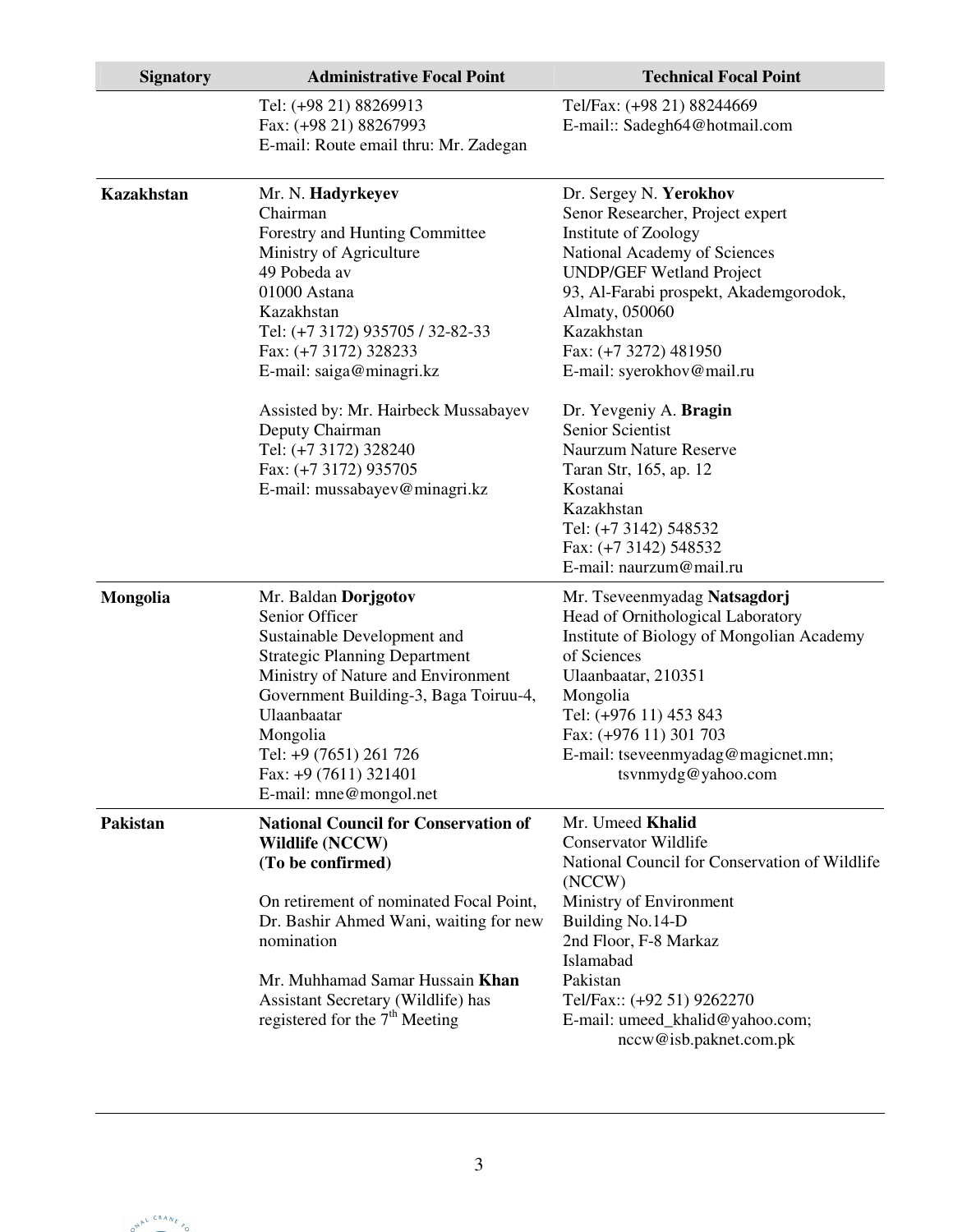| Signatory | Administrative Focal Point | Technical Focal Point |
|---|---|---|
| | Tel: (+98 21) 88269913<br>Fax: (+98 21) 88267993<br>E-mail: Route email thru: Mr. Zadegan | Tel/Fax: (+98 21) 88244669<br>E-mail:: Sadegh64@hotmail.com |
| **Kazakhstan** | Mr. N. **Hadyrkeyev**<br>Chairman<br>Forestry and Hunting Committee<br>Ministry of Agriculture<br>49 Pobeda av<br>01000 Astana<br>Kazakhstan<br>Tel: (+7 3172) 935705 / 32-82-33<br>Fax: (+7 3172) 328233<br>E-mail: saiga@minagri.kz<br><br>Assisted by: Mr. Hairbeck Mussabayev<br>Deputy Chairman<br>Tel: (+7 3172) 328240<br>Fax: (+7 3172) 935705<br>E-mail: mussabayev@minagri.kz | Dr. Sergey N. **Yerokhov**<br>Senor Researcher, Project expert<br>Institute of Zoology<br>National Academy of Sciences<br>UNDP/GEF Wetland Project<br>93, Al-Farabi prospekt, Akademgorodok, Almaty, 050060<br>Kazakhstan<br>Fax: (+7 3272) 481950<br>E-mail: syerokhov@mail.ru<br><br>Dr. Yevgeniy A. **Bragin**<br>Senior Scientist<br>Naurzum Nature Reserve<br>Taran Str, 165, ap. 12<br>Kostanai<br>Kazakhstan<br>Tel: (+7 3142) 548532<br>Fax: (+7 3142) 548532<br>E-mail: naurzum@mail.ru |
| **Mongolia** | Mr. Baldan **Dorjgotov**<br>Senior Officer<br>Sustainable Development and Strategic Planning Department<br>Ministry of Nature and Environment<br>Government Building-3, Baga Toiruu-4, Ulaanbaatar<br>Mongolia<br>Tel: +9 (7651) 261 726<br>Fax: +9 (7611) 321401<br>E-mail: mne@mongol.net | Mr. Tseveenmyadag **Natsagdorj**<br>Head of Ornithological Laboratory<br>Institute of Biology of Mongolian Academy of Sciences<br>Ulaanbaatar, 210351<br>Mongolia<br>Tel: (+976 11) 453 843<br>Fax: (+976 11) 301 703<br>E-mail: tseveenmyadag@magicnet.mn; tsvnmydg@yahoo.com |
| **Pakistan** | **National Council for Conservation of Wildlife (NCCW)**<br>**(To be confirmed)**<br><br>On retirement of nominated Focal Point, Dr. Bashir Ahmed Wani, waiting for new nomination<br><br>Mr. Muhhamad Samar Hussain **Khan**<br>Assistant Secretary (Wildlife) has registered for the 7th Meeting | Mr. Umeed **Khalid**<br>Conservator Wildlife<br>National Council for Conservation of Wildlife (NCCW)<br>Ministry of Environment<br>Building No.14-D<br>2nd Floor, F-8 Markaz<br>Islamabad<br>Pakistan<br>Tel/Fax:: (+92 51) 9262270<br>E-mail: umeed_khalid@yahoo.com; nccw@isb.paknet.com.pk |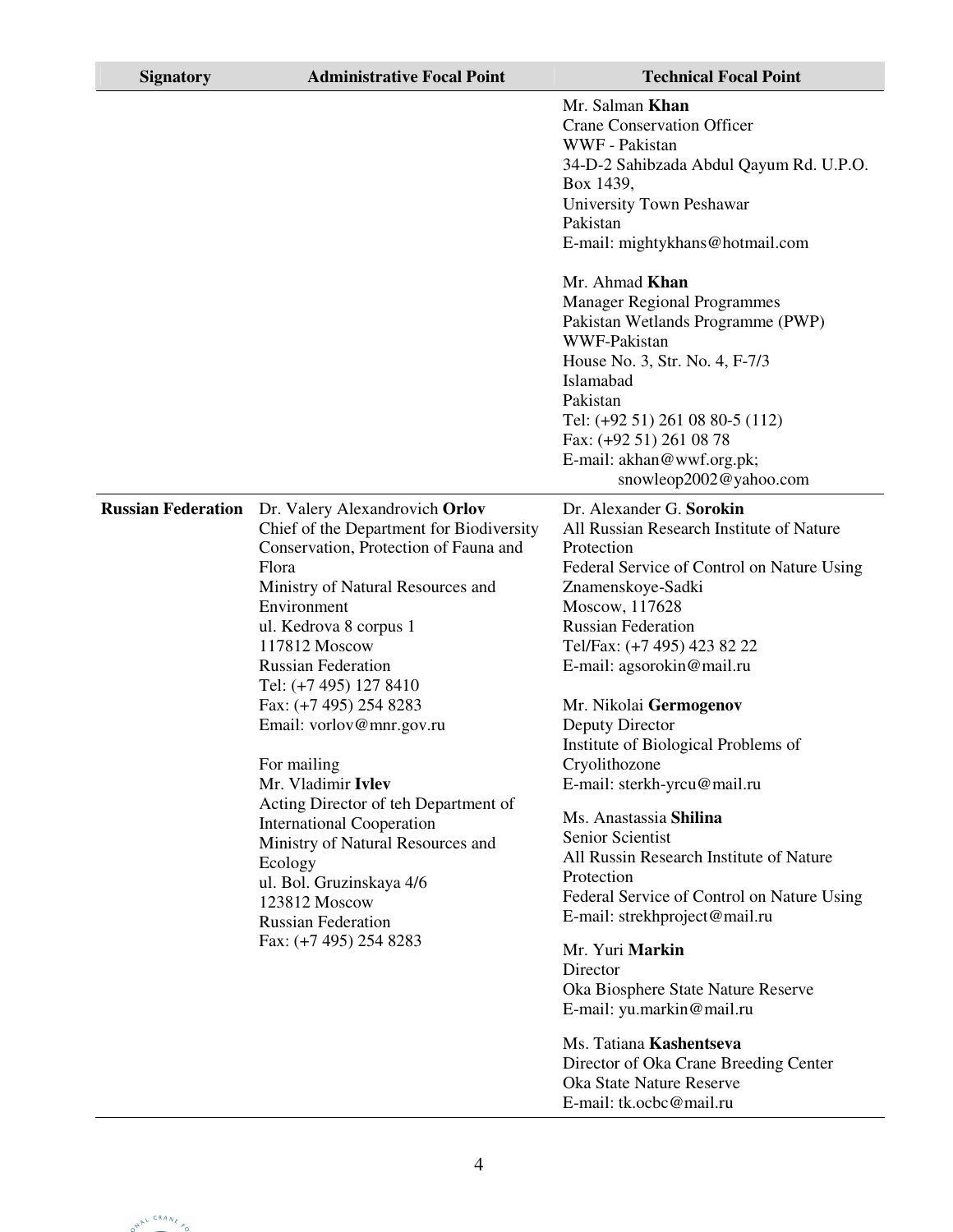| Signatory | Administrative Focal Point | Technical Focal Point |
|---|---|---|
| | | Mr. Salman **Khan**<br>Crane Conservation Officer<br>WWF - Pakistan<br>34-D-2 Sahibzada Abdul Qayum Rd. U.P.O. Box 1439,<br>University Town Peshawar<br>Pakistan<br>E-mail: mightykhans@hotmail.com<br><br>Mr. Ahmad **Khan**<br>Manager Regional Programmes<br>Pakistan Wetlands Programme (PWP)<br>WWF-Pakistan<br>House No. 3, Str. No. 4, F-7/3<br>Islamabad<br>Pakistan<br>Tel: (+92 51) 261 08 80-5 (112)<br>Fax: (+92 51) 261 08 78<br>E-mail: akhan@wwf.org.pk;<br>snowleop2002@yahoo.com |
| **Russian Federation** | Dr. Valery Alexandrovich **Orlov**<br>Chief of the Department for Biodiversity Conservation, Protection of Fauna and Flora<br>Ministry of Natural Resources and Environment<br>ul. Kedrova 8 corpus 1<br>117812 Moscow<br>Russian Federation<br>Tel: (+7 495) 127 8410<br>Fax: (+7 495) 254 8283<br>Email: vorlov@mnr.gov.ru<br><br>For mailing<br>Mr. Vladimir **Ivlev**<br>Acting Director of teh Department of International Cooperation<br>Ministry of Natural Resources and Ecology<br>ul. Bol. Gruzinskaya 4/6<br>123812 Moscow<br>Russian Federation<br>Fax: (+7 495) 254 8283 | Dr. Alexander G. **Sorokin**<br>All Russian Research Institute of Nature Protection<br>Federal Service of Control on Nature Using<br>Znamenskoye-Sadki<br>Moscow, 117628<br>Russian Federation<br>Tel/Fax: (+7 495) 423 82 22<br>E-mail: agsorokin@mail.ru<br><br>Mr. Nikolai **Germogenov**<br>Deputy Director<br>Institute of Biological Problems of Cryolithozone<br>E-mail: sterkh-yrcu@mail.ru<br><br>Ms. Anastassia **Shilina**<br>Senior Scientist<br>All Russin Research Institute of Nature Protection<br>Federal Service of Control on Nature Using<br>E-mail: strekhproject@mail.ru<br><br>Mr. Yuri **Markin**<br>Director<br>Oka Biosphere State Nature Reserve<br>E-mail: yu.markin@mail.ru<br><br>Ms. Tatiana **Kashentseva**<br>Director of Oka Crane Breeding Center<br>Oka State Nature Reserve<br>E-mail: tk.ocbc@mail.ru |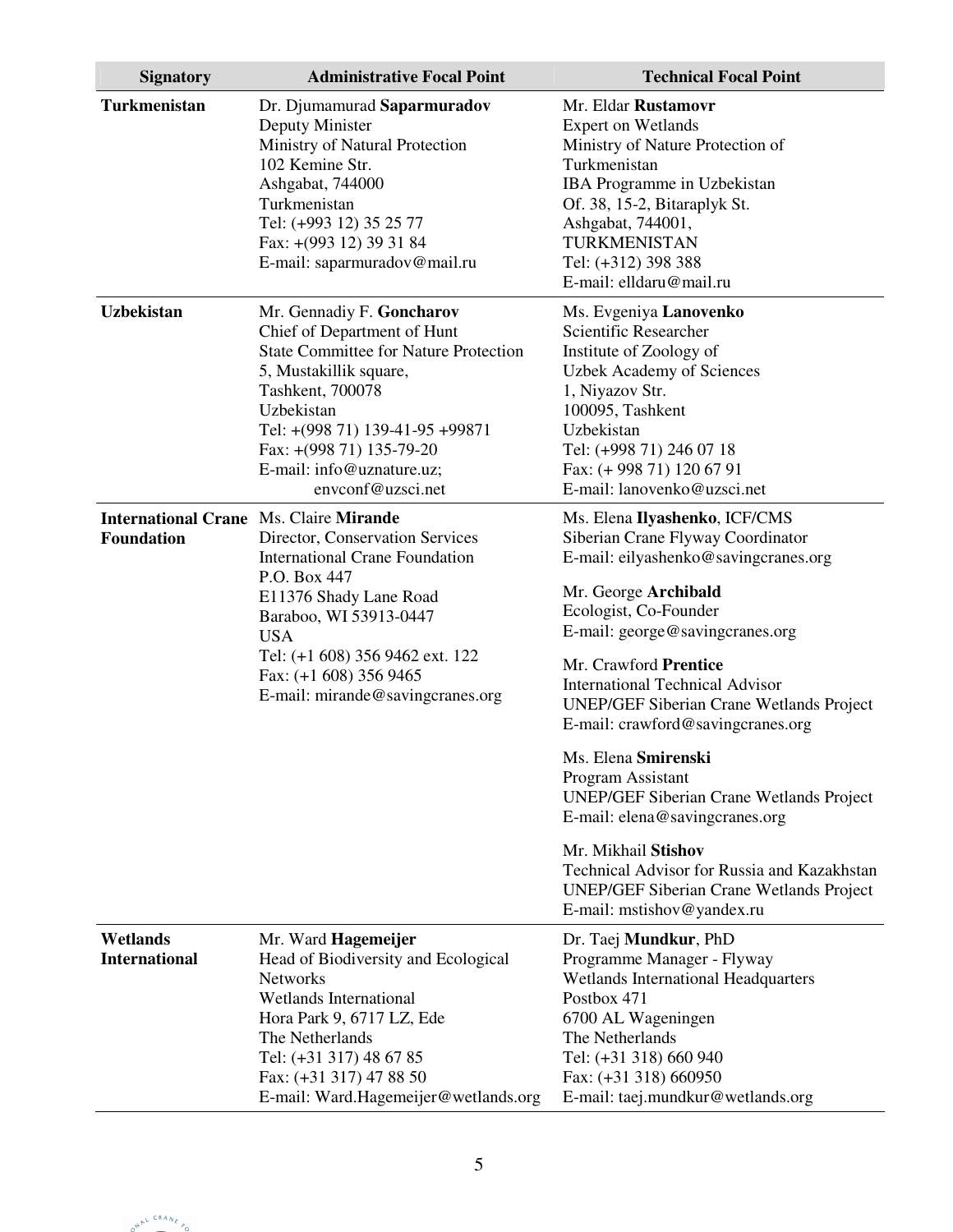| Signatory | Administrative Focal Point | Technical Focal Point |
|---|---|---|
| **Turkmenistan** | Dr. Djumamurad **Saparmuradov**<br>Deputy Minister<br>Ministry of Natural Protection<br>102 Kemine Str.<br>Ashgabat, 744000<br>Turkmenistan<br>Tel: (+993 12) 35 25 77<br>Fax: +(993 12) 39 31 84<br>E-mail: saparmuradov@mail.ru | Mr. Eldar **Rustamovr**<br>Expert on Wetlands<br>Ministry of Nature Protection of Turkmenistan<br>IBA Programme in Uzbekistan<br>Of. 38, 15-2, Bitaraplyk St.<br>Ashgabat, 744001,<br>TURKMENISTAN<br>Tel: (+312) 398 388<br>E-mail: elldaru@mail.ru |
| **Uzbekistan** | Mr. Gennadiy F. **Goncharov**<br>Chief of Department of Hunt<br>State Committee for Nature Protection<br>5, Mustakillik square,<br>Tashkent, 700078<br>Uzbekistan<br>Tel: +(998 71) 139-41-95 +99871<br>Fax: +(998 71) 135-79-20<br>E-mail: info@uznature.uz;<br>envconf@uzsci.net | Ms. Evgeniya **Lanovenko**<br>Scientific Researcher<br>Institute of Zoology of<br>Uzbek Academy of Sciences<br>1, Niyazov Str.<br>100095, Tashkent<br>Uzbekistan<br>Tel: (+998 71) 246 07 18<br>Fax: (+ 998 71) 120 67 91<br>E-mail: lanovenko@uzsci.net |
| **International Crane Foundation** | Ms. Claire **Mirande**<br>Director, Conservation Services<br>International Crane Foundation<br>P.O. Box 447<br>E11376 Shady Lane Road<br>Baraboo, WI 53913-0447<br>USA<br>Tel: (+1 608) 356 9462 ext. 122<br>Fax: (+1 608) 356 9465<br>E-mail: mirande@savingcranes.org | Ms. Elena **Ilyashenko**, ICF/CMS<br>Siberian Crane Flyway Coordinator<br>E-mail: eilyashenko@savingcranes.org<br><br>Mr. George **Archibald**<br>Ecologist, Co-Founder<br>E-mail: george@savingcranes.org<br><br>Mr. Crawford **Prentice**<br>International Technical Advisor<br>UNEP/GEF Siberian Crane Wetlands Project<br>E-mail: crawford@savingcranes.org<br><br>Ms. Elena **Smirenski**<br>Program Assistant<br>UNEP/GEF Siberian Crane Wetlands Project<br>E-mail: elena@savingcranes.org<br><br>Mr. Mikhail **Stishov**<br>Technical Advisor for Russia and Kazakhstan<br>UNEP/GEF Siberian Crane Wetlands Project<br>E-mail: mstishov@yandex.ru |
| **Wetlands International** | Mr. Ward **Hagemeijer**<br>Head of Biodiversity and Ecological Networks<br>Wetlands International<br>Hora Park 9, 6717 LZ, Ede<br>The Netherlands<br>Tel: (+31 317) 48 67 85<br>Fax: (+31 317) 47 88 50<br>E-mail: Ward.Hagemeijer@wetlands.org | Dr. Taej **Mundkur**, PhD<br>Programme Manager - Flyway<br>Wetlands International Headquarters<br>Postbox 471<br>6700 AL Wageningen<br>The Netherlands<br>Tel: (+31 318) 660 940<br>Fax: (+31 318) 660950<br>E-mail: taej.mundkur@wetlands.org |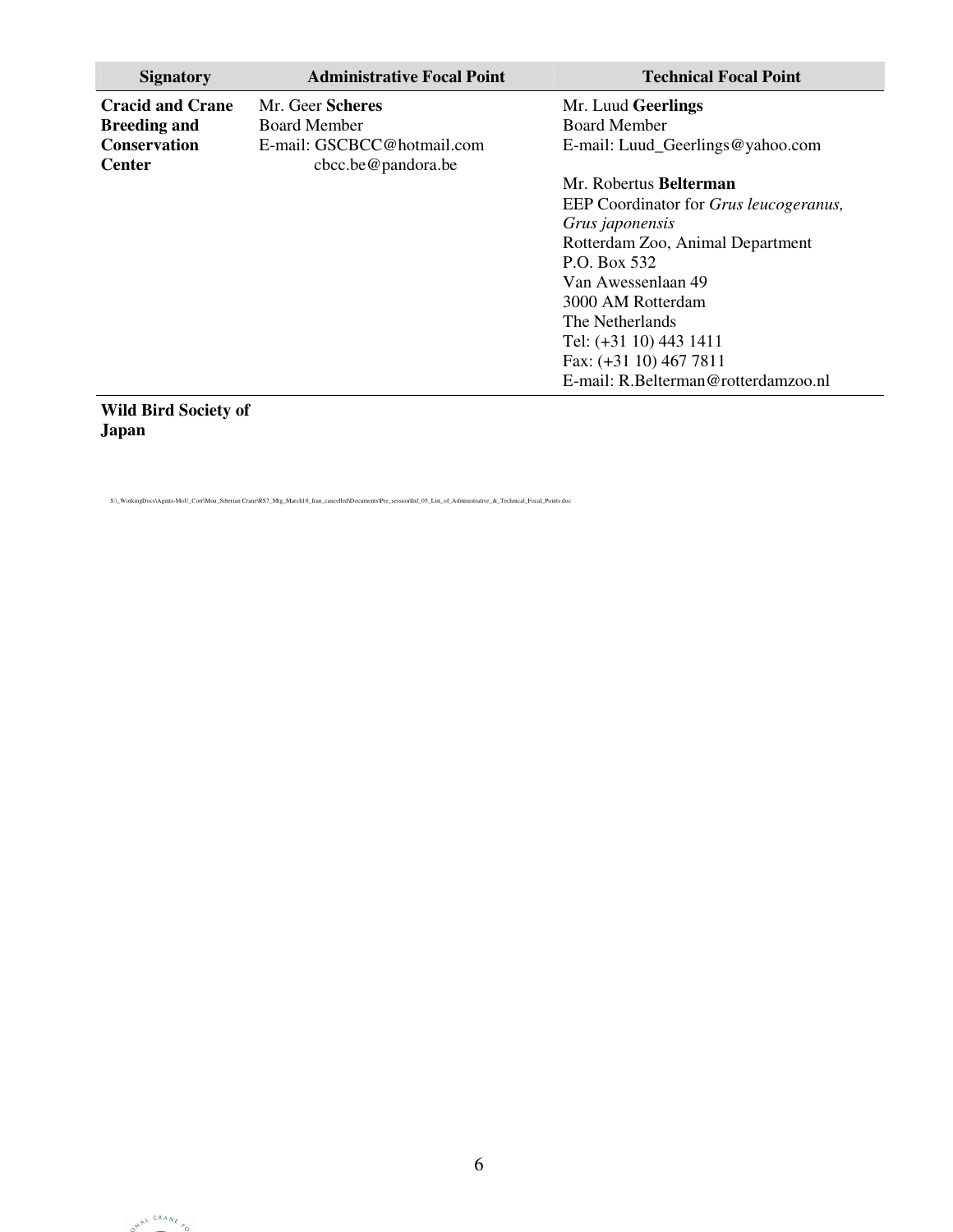| Signatory | Administrative Focal Point | Technical Focal Point |
|---|---|---|
| **Cracid and Crane Breeding and Conservation Center** | Mr. Geer **Scheres**<br>Board Member<br>E-mail: GSCBCC@hotmail.com<br>cbcc.be@pandora.be | Mr. Luud **Geerlings**<br>Board Member<br>E-mail: Luud_Geerlings@yahoo.com<br><br>Mr. Robertus **Belterman**<br>EEP Coordinator for *Grus leucogeranus, Grus japonensis*<br>Rotterdam Zoo, Animal Department<br>P.O. Box 532<br>Van Awessenlaan 49<br>3000 AM Rotterdam<br>The Netherlands<br>Tel: (+31 10) 443 1411<br>Fax: (+31 10) 467 7811<br>E-mail: R.Belterman@rotterdamzoo.nl |
| **Wild Bird Society of Japan** | | |

S:\_WorkingDocs\Agmts-MoU_Corr\Mou_Siberian Crane\RS7_Mtg_March10_Iran_cancelled\Documents\Pre_session\Inf_05_List_of_Administrative_&_Technical_Focal_Points.doc